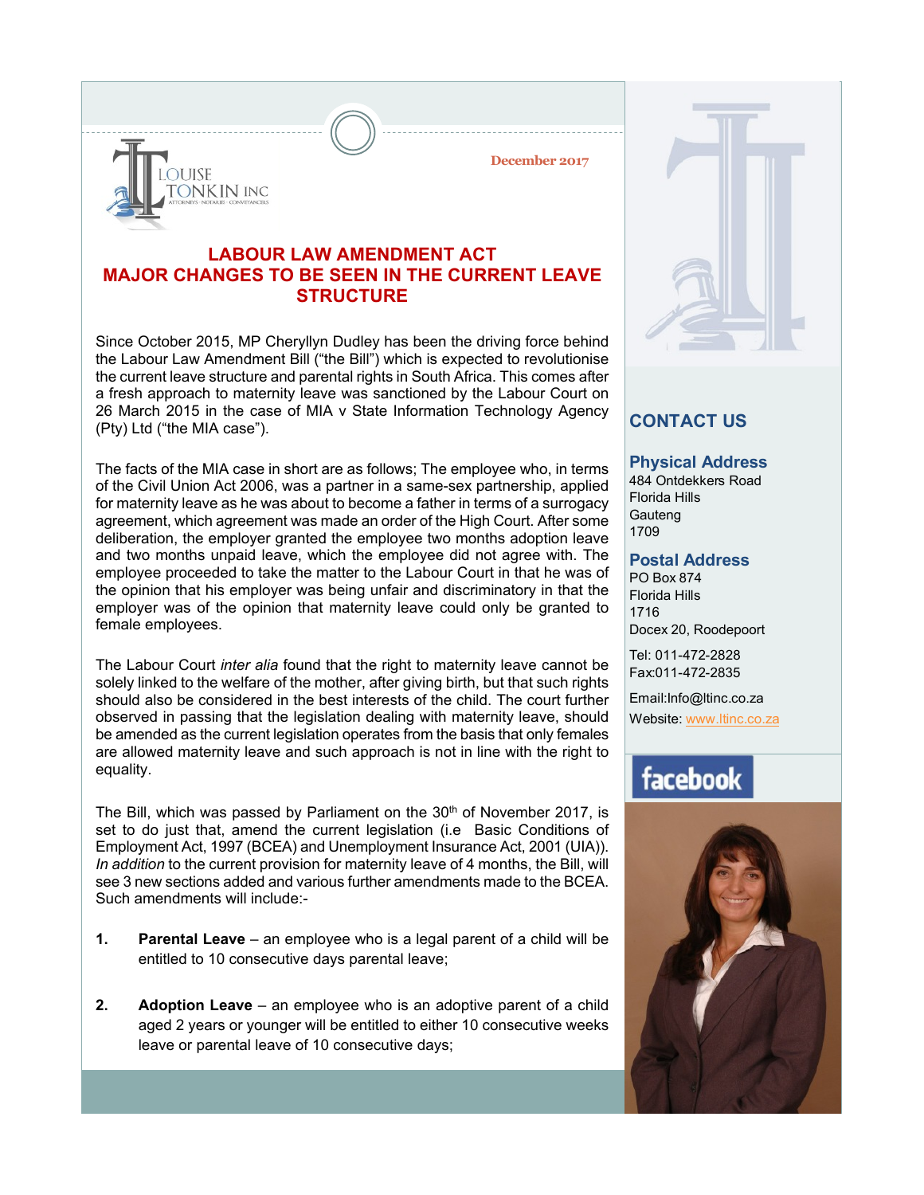LOUISE TONKIN INC

ATTORNEYS · NOTARIES · CONVEYANCERS

December 2017

# LABOUR LAW AMENDMENT ACT
# MAJOR CHANGES TO BE SEEN IN THE CURRENT LEAVE STRUCTURE

Since October 2015, MP Cheryllyn Dudley has been the driving force behind the Labour Law Amendment Bill ("the Bill") which is expected to revolutionise the current leave structure and parental rights in South Africa. This comes after a fresh approach to maternity leave was sanctioned by the Labour Court on 26 March 2015 in the case of MIA v State Information Technology Agency (Pty) Ltd ("the MIA case").

The facts of the MIA case in short are as follows; The employee who, in terms of the Civil Union Act 2006, was a partner in a same-sex partnership, applied for maternity leave as he was about to become a father in terms of a surrogacy agreement, which agreement was made an order of the High Court. After some deliberation, the employer granted the employee two months adoption leave and two months unpaid leave, which the employee did not agree with. The employee proceeded to take the matter to the Labour Court in that he was of the opinion that his employer was being unfair and discriminatory in that the employer was of the opinion that maternity leave could only be granted to female employees.

The Labour Court *inter alia* found that the right to maternity leave cannot be solely linked to the welfare of the mother, after giving birth, but that such rights should also be considered in the best interests of the child. The court further observed in passing that the legislation dealing with maternity leave, should be amended as the current legislation operates from the basis that only females are allowed maternity leave and such approach is not in line with the right to equality.

The Bill, which was passed by Parliament on the 30th of November 2017, is set to do just that, amend the current legislation (i.e Basic Conditions of Employment Act, 1997 (BCEA) and Unemployment Insurance Act, 2001 (UIA)). *In addition* to the current provision for maternity leave of 4 months, the Bill, will see 3 new sections added and various further amendments made to the BCEA. Such amendments will include:-

1. **Parental Leave** – an employee who is a legal parent of a child will be entitled to 10 consecutive days parental leave;

2. **Adoption Leave** – an employee who is an adoptive parent of a child aged 2 years or younger will be entitled to either 10 consecutive weeks leave or parental leave of 10 consecutive days;

## CONTACT US

### Physical Address
484 Ontdekkers Road
Florida Hills
Gauteng
1709

### Postal Address
PO Box 874
Florida Hills
1716
Docex 20, Roodepoort

Tel: 011-472-2828
Fax:011-472-2835

Email:Info@ltinc.co.za
Website: www.ltinc.co.za

facebook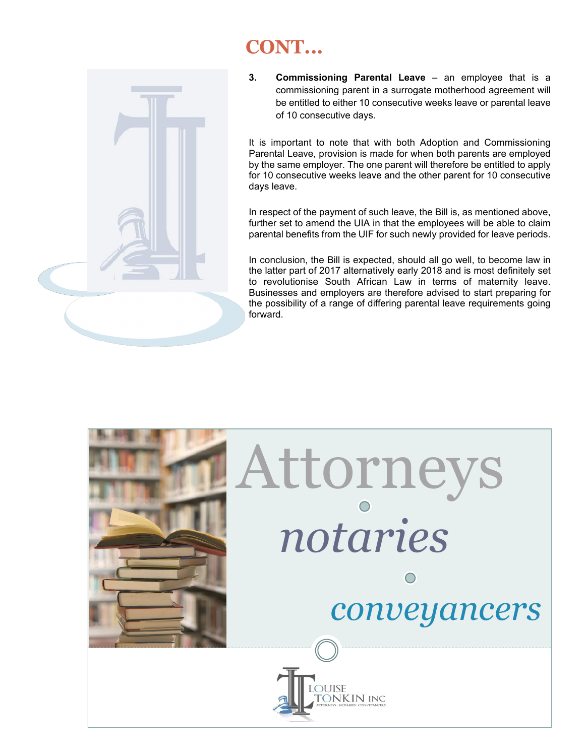# CONT...

3. **Commissioning Parental Leave** – an employee that is a commissioning parent in a surrogate motherhood agreement will be entitled to either 10 consecutive weeks leave or parental leave of 10 consecutive days.

It is important to note that with both Adoption and Commissioning Parental Leave, provision is made for when both parents are employed by the same employer. The one parent will therefore be entitled to apply for 10 consecutive weeks leave and the other parent for 10 consecutive days leave.

In respect of the payment of such leave, the Bill is, as mentioned above, further set to amend the UIA in that the employees will be able to claim parental benefits from the UIF for such newly provided for leave periods.

In conclusion, the Bill is expected, should all go well, to become law in the latter part of 2017 alternatively early 2018 and is most definitely set to revolutionise South African Law in terms of maternity leave. Businesses and employers are therefore advised to start preparing for the possibility of a range of differing parental leave requirements going forward.

Attorneys

*notaries*

*conveyancers*

LOUISE TONKIN INC

ATTORNEYS · NOTARIES · CONVEYANCERS